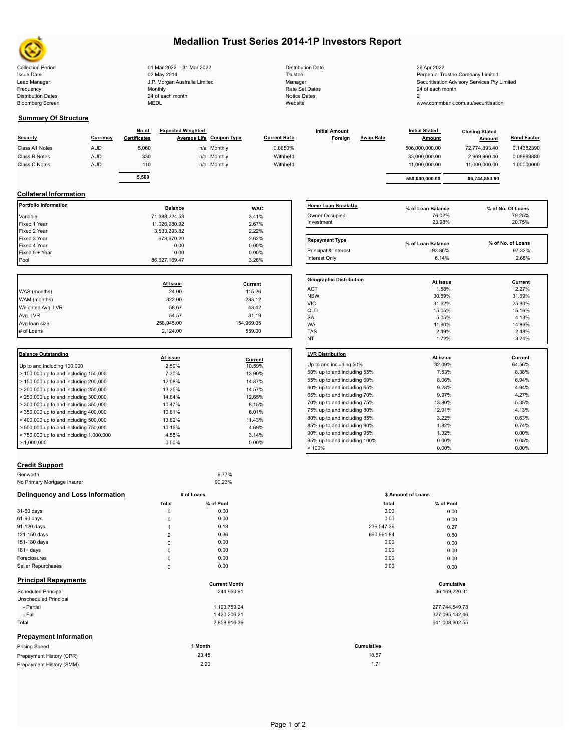# Medallion Trust Series 2014-1P Investors Report

| | | | |
|---|---|---|---|
| Collection Period | 01 Mar 2022 - 31 Mar 2022 | Distribution Date | 26 Apr 2022 |
| Issue Date | 02 May 2014 | Trustee | Perpetual Trustee Company Limited |
| Lead Manager | J.P. Morgan Australia Limited | Manager | Securitisation Advisory Services Pty Limited |
| Frequency | Monthly | Rate Set Dates | 24 of each month |
| Distribution Dates | 24 of each month | Notice Dates | 2 |
| Bloomberg Screen | MEDL | Website | www.commbank.com.au/securitisation |

## Summary Of Structure

| Security | Currency | No of Certificates | Expected Weighted Average Life | Coupon Type | Current Rate | Initial Amount Foreign | Swap Rate | Initial Stated Amount | Closing Stated Amount | Bond Factor |
|---|---|---|---|---|---|---|---|---|---|---|
| Class A1 Notes | AUD | 5,060 | n/a | Monthly | 0.8850% | | | 506,000,000.00 | 72,774,893.40 | 0.14382390 |
| Class B Notes | AUD | 330 | n/a | Monthly | Withheld | | | 33,000,000.00 | 2,969,960.40 | 0.08999880 |
| Class C Notes | AUD | 110 | n/a | Monthly | Withheld | | | 11,000,000.00 | 11,000,000.00 | 1.00000000 |
| | | 5,500 | | | | | | 550,000,000.00 | 86,744,853.80 | |

## Collateral Information

| Portfolio Information | Balance | WAC |
|---|---|---|
| Variable | 71,388,224.53 | 3.41% |
| Fixed 1 Year | 11,026,980.92 | 2.67% |
| Fixed 2 Year | 3,533,293.82 | 2.22% |
| Fixed 3 Year | 678,670.20 | 2.62% |
| Fixed 4 Year | 0.00 | 0.00% |
| Fixed 5 + Year | 0.00 | 0.00% |
| Pool | 86,627,169.47 | 3.26% |

| Home Loan Break-Up | % of Loan Balance | % of No. Of Loans |
|---|---|---|
| Owner Occupied | 76.02% | 79.25% |
| Investment | 23.98% | 20.75% |

| Repayment Type | % of Loan Balance | % of No. of Loans |
|---|---|---|
| Principal & Interest | 93.86% | 97.32% |
| Interest Only | 6.14% | 2.68% |

| | At Issue | Current |
|---|---|---|
| WAS (months) | 24.00 | 115.26 |
| WAM (months) | 322.00 | 233.12 |
| Weighted Avg. LVR | 58.67 | 43.42 |
| Avg. LVR | 54.57 | 31.19 |
| Avg loan size | 258,945.00 | 154,969.05 |
| # of Loans | 2,124.00 | 559.00 |

| Geographic Distribution | At Issue | Current |
|---|---|---|
| ACT | 1.58% | 2.27% |
| NSW | 30.59% | 31.69% |
| VIC | 31.62% | 25.80% |
| QLD | 15.05% | 15.16% |
| SA | 5.05% | 4.13% |
| WA | 11.90% | 14.86% |
| TAS | 2.49% | 2.48% |
| NT | 1.72% | 3.24% |

| Balance Outstanding | At issue | Current |
|---|---|---|
| Up to and including 100,000 | 2.59% | 10.59% |
| > 100,000 up to and including 150,000 | 7.30% | 13.90% |
| > 150,000 up to and including 200,000 | 12.08% | 14.87% |
| > 200,000 up to and including 250,000 | 13.35% | 14.57% |
| > 250,000 up to and including 300,000 | 14.84% | 12.65% |
| > 300,000 up to and including 350,000 | 10.47% | 8.15% |
| > 350,000 up to and including 400,000 | 10.81% | 6.01% |
| > 400,000 up to and including 500,000 | 13.82% | 11.43% |
| > 500,000 up to and including 750,000 | 10.16% | 4.69% |
| > 750,000 up to and including 1,000,000 | 4.58% | 3.14% |
| > 1,000,000 | 0.00% | 0.00% |

| LVR Distribution | At issue | Current |
|---|---|---|
| Up to and including 50% | 32.09% | 64.56% |
| 50% up to and including 55% | 7.53% | 8.38% |
| 55% up to and including 60% | 8.06% | 6.94% |
| 60% up to and including 65% | 9.28% | 4.94% |
| 65% up to and including 70% | 9.97% | 4.27% |
| 70% up to and including 75% | 13.80% | 5.35% |
| 75% up to and including 80% | 12.91% | 4.13% |
| 80% up to and including 85% | 3.22% | 0.63% |
| 85% up to and including 90% | 1.82% | 0.74% |
| 90% up to and including 95% | 1.32% | 0.00% |
| 95% up to and including 100% | 0.00% | 0.05% |
| > 100% | 0.00% | 0.00% |

## Credit Support

| | |
|---|---|
| Genworth | 9.77% |
| No Primary Mortgage Insurer | 90.23% |

## Delinquency and Loss Information

| | # of Loans | | $ Amount of Loans | |
|---|---|---|---|---|
| | Total | % of Pool | Total | % of Pool |
| 31-60 days | 0 | 0.00 | 0.00 | 0.00 |
| 61-90 days | 0 | 0.00 | 0.00 | 0.00 |
| 91-120 days | 1 | 0.18 | 236,547.39 | 0.27 |
| 121-150 days | 2 | 0.36 | 690,661.84 | 0.80 |
| 151-180 days | 0 | 0.00 | 0.00 | 0.00 |
| 181+ days | 0 | 0.00 | 0.00 | 0.00 |
| Foreclosures | 0 | 0.00 | 0.00 | 0.00 |
| Seller Repurchases | 0 | 0.00 | 0.00 | 0.00 |

## Principal Repayments

| | Current Month | Cumulative |
|---|---|---|
| Scheduled Principal | 244,950.91 | 36,169,220.31 |
| Unscheduled Principal | | |
| - Partial | 1,193,759.24 | 277,744,549.78 |
| - Full | 1,420,206.21 | 327,095,132.46 |
| Total | 2,858,916.36 | 641,008,902.55 |

## Prepayment Information

| Pricing Speed | 1 Month | Cumulative |
|---|---|---|
| Prepayment History (CPR) | 23.45 | 18.57 |
| Prepayment History (SMM) | 2.20 | 1.71 |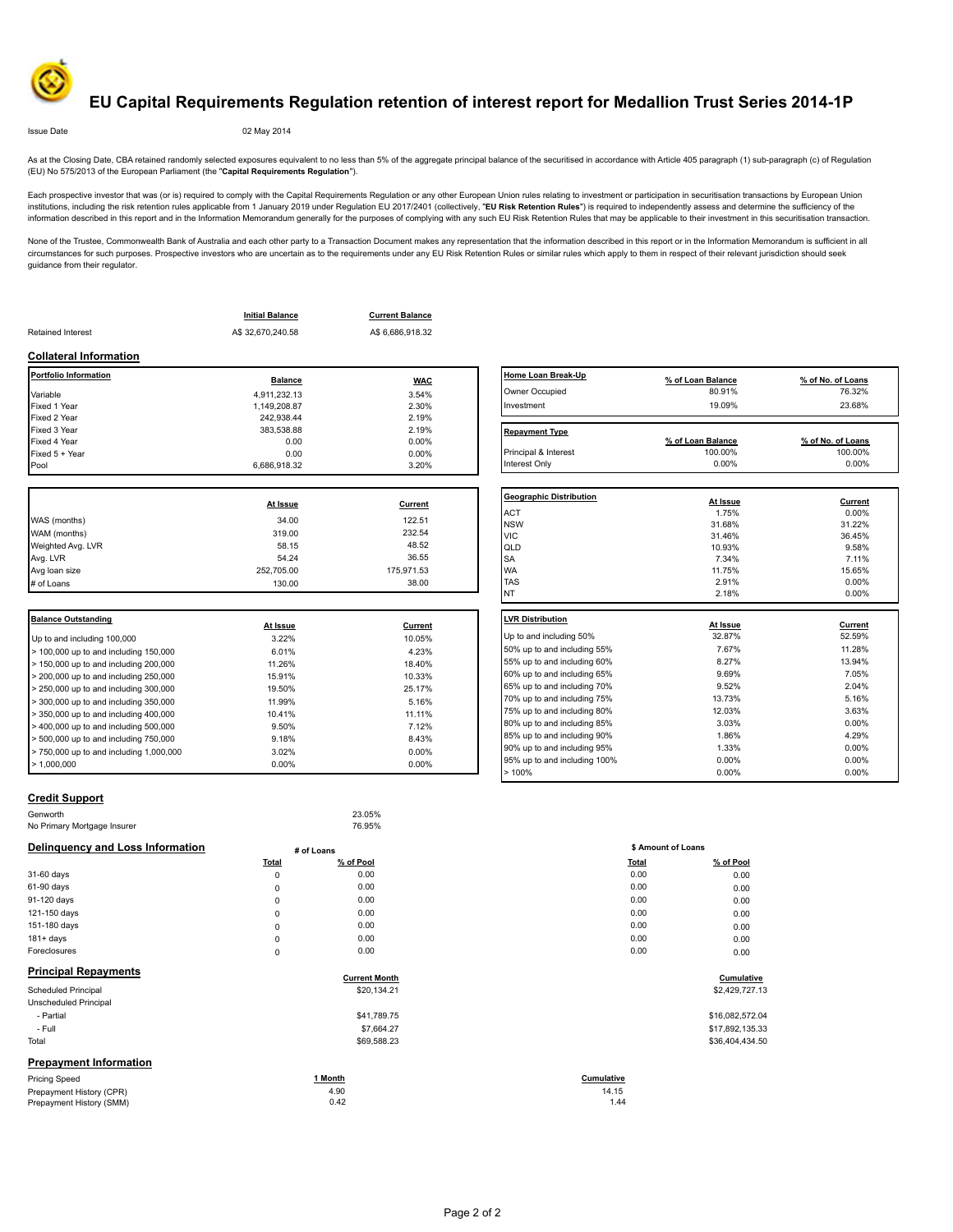# EU Capital Requirements Regulation retention of interest report for Medallion Trust Series 2014-1P

Issue Date 02 May 2014

As at the Closing Date, CBA retained randomly selected exposures equivalent to no less than 5% of the aggregate principal balance of the securitised in accordance with Article 405 paragraph (1) sub-paragraph (c) of Regulation (EU) No 575/2013 of the European Parliament (the "**Capital Requirements Regulation**").

Each prospective investor that was (or is) required to comply with the Capital Requirements Regulation or any other European Union rules relating to investment or participation in securitisation transactions by European Union institutions, including the risk retention rules applicable from 1 January 2019 under Regulation EU 2017/2401 (collectively, "**EU Risk Retention Rules**") is required to independently assess and determine the sufficiency of the information described in this report and in the Information Memorandum generally for the purposes of complying with any such EU Risk Retention Rules that may be applicable to their investment in this securitisation transaction.

None of the Trustee, Commonwealth Bank of Australia and each other party to a Transaction Document makes any representation that the information described in this report or in the Information Memorandum is sufficient in all circumstances for such purposes. Prospective investors who are uncertain as to the requirements under any EU Risk Retention Rules or similar rules which apply to them in respect of their relevant jurisdiction should seek guidance from their regulator.

| | Initial Balance | Current Balance |
|---|---|---|
| Retained Interest | A$ 32,670,240.58 | A$ 6,686,918.32 |

## Collateral Information

| Portfolio Information | Balance | WAC |
|---|---|---|
| Variable | 4,911,232.13 | 3.54% |
| Fixed 1 Year | 1,149,208.87 | 2.30% |
| Fixed 2 Year | 242,938.44 | 2.19% |
| Fixed 3 Year | 383,538.88 | 2.19% |
| Fixed 4 Year | 0.00 | 0.00% |
| Fixed 5 + Year | 0.00 | 0.00% |
| Pool | 6,686,918.32 | 3.20% |

| | At Issue | Current |
|---|---|---|
| WAS (months) | 34.00 | 122.51 |
| WAM (months) | 319.00 | 232.54 |
| Weighted Avg. LVR | 58.15 | 48.52 |
| Avg. LVR | 54.24 | 36.55 |
| Avg loan size | 252,705.00 | 175,971.53 |
| # of Loans | 130.00 | 38.00 |

| Balance Outstanding | At Issue | Current |
|---|---|---|
| Up to and including 100,000 | 3.22% | 10.05% |
| > 100,000 up to and including 150,000 | 6.01% | 4.23% |
| > 150,000 up to and including 200,000 | 11.26% | 18.40% |
| > 200,000 up to and including 250,000 | 15.91% | 10.33% |
| > 250,000 up to and including 300,000 | 19.50% | 25.17% |
| > 300,000 up to and including 350,000 | 11.99% | 5.16% |
| > 350,000 up to and including 400,000 | 10.41% | 11.11% |
| > 400,000 up to and including 500,000 | 9.50% | 7.12% |
| > 500,000 up to and including 750,000 | 9.18% | 8.43% |
| > 750,000 up to and including 1,000,000 | 3.02% | 0.00% |
| > 1,000,000 | 0.00% | 0.00% |

| Home Loan Break-Up | % of Loan Balance | % of No. of Loans |
|---|---|---|
| Owner Occupied | 80.91% | 76.32% |
| Investment | 19.09% | 23.68% |

| Repayment Type | % of Loan Balance | % of No. of Loans |
|---|---|---|
| Principal & Interest | 100.00% | 100.00% |
| Interest Only | 0.00% | 0.00% |

| Geographic Distribution | At Issue | Current |
|---|---|---|
| ACT | 1.75% | 0.00% |
| NSW | 31.68% | 31.22% |
| VIC | 31.46% | 36.45% |
| QLD | 10.93% | 9.58% |
| SA | 7.34% | 7.11% |
| WA | 11.75% | 15.65% |
| TAS | 2.91% | 0.00% |
| NT | 2.18% | 0.00% |

| LVR Distribution | At Issue | Current |
|---|---|---|
| Up to and including 50% | 32.87% | 52.59% |
| 50% up to and including 55% | 7.67% | 11.28% |
| 55% up to and including 60% | 8.27% | 13.94% |
| 60% up to and including 65% | 9.69% | 7.05% |
| 65% up to and including 70% | 9.52% | 2.04% |
| 70% up to and including 75% | 13.73% | 5.16% |
| 75% up to and including 80% | 12.03% | 3.63% |
| 80% up to and including 85% | 3.03% | 0.00% |
| 85% up to and including 90% | 1.86% | 4.29% |
| 90% up to and including 95% | 1.33% | 0.00% |
| 95% up to and including 100% | 0.00% | 0.00% |
| > 100% | 0.00% | 0.00% |

## Credit Support

| | |
|---|---|
| Genworth | 23.05% |
| No Primary Mortgage Insurer | 76.95% |

## Delinquency and Loss Information

| | # of Loans | | $ Amount of Loans | |
|---|---|---|---|---|
| | Total | % of Pool | Total | % of Pool |
| 31-60 days | 0 | 0.00 | 0.00 | 0.00 |
| 61-90 days | 0 | 0.00 | 0.00 | 0.00 |
| 91-120 days | 0 | 0.00 | 0.00 | 0.00 |
| 121-150 days | 0 | 0.00 | 0.00 | 0.00 |
| 151-180 days | 0 | 0.00 | 0.00 | 0.00 |
| 181+ days | 0 | 0.00 | 0.00 | 0.00 |
| Foreclosures | 0 | 0.00 | 0.00 | 0.00 |

## Principal Repayments

| | Current Month | Cumulative |
|---|---|---|
| Scheduled Principal | $20,134.21 | $2,429,727.13 |
| Unscheduled Principal | | |
| - Partial | $41,789.75 | $16,082,572.04 |
| - Full | $7,664.27 | $17,892,135.33 |
| Total | $69,588.23 | $36,404,434.50 |

## Prepayment Information

| Pricing Speed | 1 Month | Cumulative |
|---|---|---|
| Prepayment History (CPR) | 4.90 | 14.15 |
| Prepayment History (SMM) | 0.42 | 1.44 |